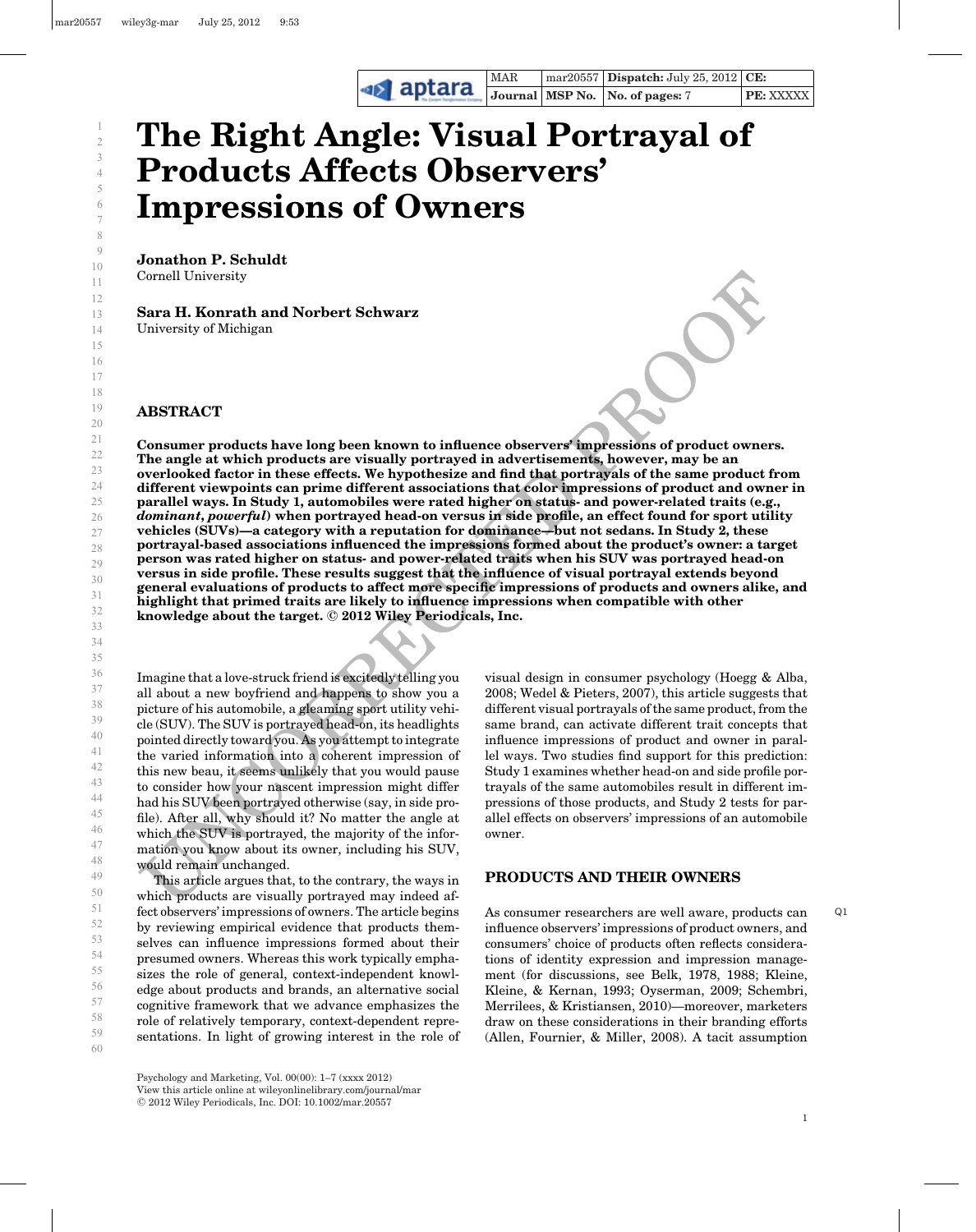# The Right Angle: Visual Portrayal of Products Affects Observers' Impressions of Owners

**Jonathon P. Schuldt**
Cornell University

**Sara H. Konrath and Norbert Schwarz**
University of Michigan

## ABSTRACT

**Consumer products have long been known to influence observers' impressions of product owners. The angle at which products are visually portrayed in advertisements, however, may be an overlooked factor in these effects. We hypothesize and find that portrayals of the same product from different viewpoints can prime different associations that color impressions of product and owner in parallel ways. In Study 1, automobiles were rated higher on status- and power-related traits (e.g., *dominant*, *powerful*) when portrayed head-on versus in side profile, an effect found for sport utility vehicles (SUVs)—a category with a reputation for dominance—but not sedans. In Study 2, these portrayal-based associations influenced the impressions formed about the product's owner: a target person was rated higher on status- and power-related traits when his SUV was portrayed head-on versus in side profile. These results suggest that the influence of visual portrayal extends beyond general evaluations of products to affect more specific impressions of products and owners alike, and highlight that primed traits are likely to influence impressions when compatible with other knowledge about the target. © 2012 Wiley Periodicals, Inc.**

Imagine that a love-struck friend is excitedly telling you all about a new boyfriend and happens to show you a picture of his automobile, a gleaming sport utility vehicle (SUV). The SUV is portrayed head-on, its headlights pointed directly toward you. As you attempt to integrate the varied information into a coherent impression of this new beau, it seems unlikely that you would pause to consider how your nascent impression might differ had his SUV been portrayed otherwise (say, in side profile). After all, why should it? No matter the angle at which the SUV is portrayed, the majority of the information you know about its owner, including his SUV, would remain unchanged.

This article argues that, to the contrary, the ways in which products are visually portrayed may indeed affect observers' impressions of owners. The article begins by reviewing empirical evidence that products themselves can influence impressions formed about their presumed owners. Whereas this work typically emphasizes the role of general, context-independent knowledge about products and brands, an alternative social cognitive framework that we advance emphasizes the role of relatively temporary, context-dependent representations. In light of growing interest in the role of visual design in consumer psychology (Hoegg & Alba, 2008; Wedel & Pieters, 2007), this article suggests that different visual portrayals of the same product, from the same brand, can activate different trait concepts that influence impressions of product and owner in parallel ways. Two studies find support for this prediction: Study 1 examines whether head-on and side profile portrayals of the same automobiles result in different impressions of those products, and Study 2 tests for parallel effects on observers' impressions of an automobile owner.

## PRODUCTS AND THEIR OWNERS

As consumer researchers are well aware, products can influence observers' impressions of product owners, and consumers' choice of products often reflects considerations of identity expression and impression management (for discussions, see Belk, 1978, 1988; Kleine, Kleine, & Kernan, 1993; Oyserman, 2009; Schembri, Merrilees, & Kristiansen, 2010)—moreover, marketers draw on these considerations in their branding efforts (Allen, Fournier, & Miller, 2008). A tacit assumption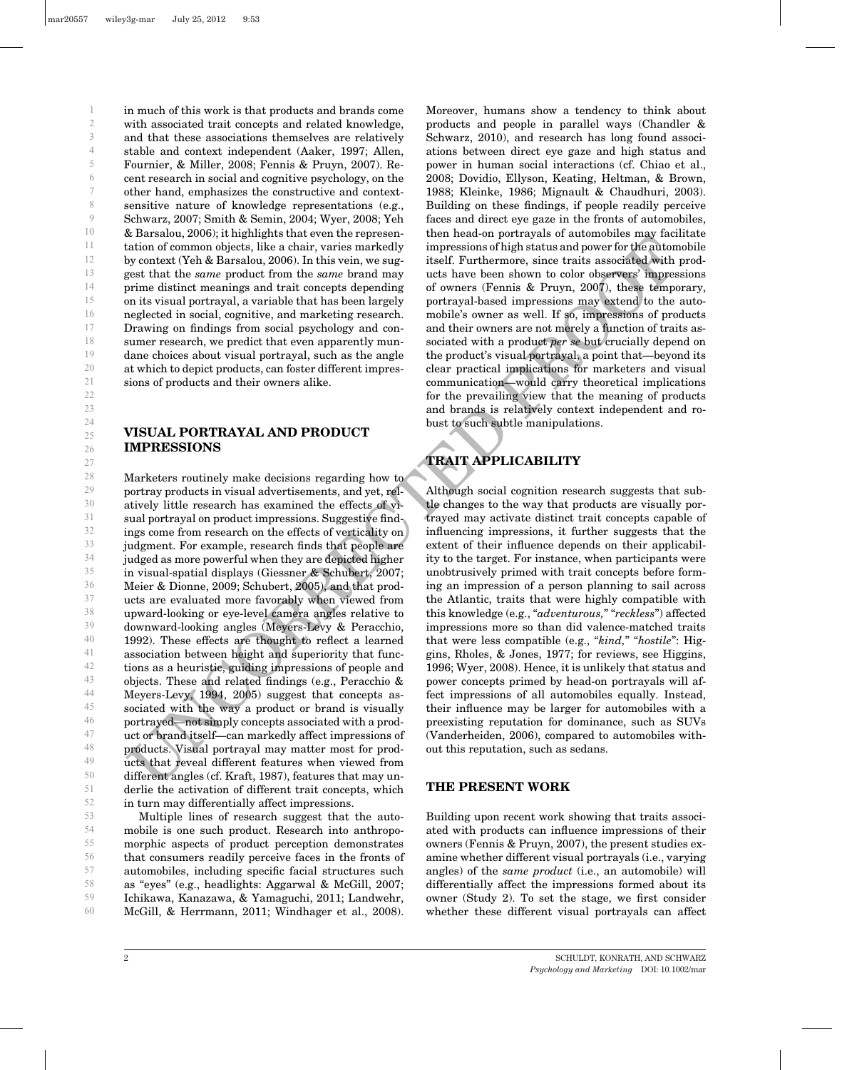in much of this work is that products and brands come with associated trait concepts and related knowledge, and that these associations themselves are relatively stable and context independent (Aaker, 1997; Allen, Fournier, & Miller, 2008; Fennis & Pruyn, 2007). Recent research in social and cognitive psychology, on the other hand, emphasizes the constructive and context-sensitive nature of knowledge representations (e.g., Schwarz, 2007; Smith & Semin, 2004; Wyer, 2008; Yeh & Barsalou, 2006); it highlights that even the representation of common objects, like a chair, varies markedly by context (Yeh & Barsalou, 2006). In this vein, we suggest that the *same* product from the *same* brand may prime distinct meanings and trait concepts depending on its visual portrayal, a variable that has been largely neglected in social, cognitive, and marketing research. Drawing on findings from social psychology and consumer research, we predict that even apparently mundane choices about visual portrayal, such as the angle at which to depict products, can foster different impressions of products and their owners alike.

## VISUAL PORTRAYAL AND PRODUCT IMPRESSIONS

Marketers routinely make decisions regarding how to portray products in visual advertisements, and yet, relatively little research has examined the effects of visual portrayal on product impressions. Suggestive findings come from research on the effects of verticality on judgment. For example, research finds that people are judged as more powerful when they are depicted higher in visual-spatial displays (Giessner & Schubert, 2007; Meier & Dionne, 2009; Schubert, 2005), and that products are evaluated more favorably when viewed from upward-looking or eye-level camera angles relative to downward-looking angles (Meyers-Levy & Peracchio, 1992). These effects are thought to reflect a learned association between height and superiority that functions as a heuristic, guiding impressions of people and objects. These and related findings (e.g., Peracchio & Meyers-Levy, 1994, 2005) suggest that concepts associated with the way a product or brand is visually portrayed—not simply concepts associated with a product or brand itself—can markedly affect impressions of products. Visual portrayal may matter most for products that reveal different features when viewed from different angles (cf. Kraft, 1987), features that may underlie the activation of different trait concepts, which in turn may differentially affect impressions.

Multiple lines of research suggest that the automobile is one such product. Research into anthropomorphic aspects of product perception demonstrates that consumers readily perceive faces in the fronts of automobiles, including specific facial structures such as "eyes" (e.g., headlights: Aggarwal & McGill, 2007; Ichikawa, Kanazawa, & Yamaguchi, 2011; Landwehr, McGill, & Herrmann, 2011; Windhager et al., 2008). Moreover, humans show a tendency to think about products and people in parallel ways (Chandler & Schwarz, 2010), and research has long found associations between direct eye gaze and high status and power in human social interactions (cf. Chiao et al., 2008; Dovidio, Ellyson, Keating, Heltman, & Brown, 1988; Kleinke, 1986; Mignault & Chaudhuri, 2003). Building on these findings, if people readily perceive faces and direct eye gaze in the fronts of automobiles, then head-on portrayals of automobiles may facilitate impressions of high status and power for the automobile itself. Furthermore, since traits associated with products have been shown to color observers' impressions of owners (Fennis & Pruyn, 2007), these temporary, portrayal-based impressions may extend to the automobile's owner as well. If so, impressions of products and their owners are not merely a function of traits associated with a product *per se* but crucially depend on the product's visual portrayal, a point that—beyond its clear practical implications for marketers and visual communication—would carry theoretical implications for the prevailing view that the meaning of products and brands is relatively context independent and robust to such subtle manipulations.

## TRAIT APPLICABILITY

Although social cognition research suggests that subtle changes to the way that products are visually portrayed may activate distinct trait concepts capable of influencing impressions, it further suggests that the extent of their influence depends on their applicability to the target. For instance, when participants were unobtrusively primed with trait concepts before forming an impression of a person planning to sail across the Atlantic, traits that were highly compatible with this knowledge (e.g., "*adventurous,*" "*reckless*") affected impressions more so than did valence-matched traits that were less compatible (e.g., "*kind,*" "*hostile*": Higgins, Rholes, & Jones, 1977; for reviews, see Higgins, 1996; Wyer, 2008). Hence, it is unlikely that status and power concepts primed by head-on portrayals will affect impressions of all automobiles equally. Instead, their influence may be larger for automobiles with a preexisting reputation for dominance, such as SUVs (Vanderheiden, 2006), compared to automobiles without this reputation, such as sedans.

## THE PRESENT WORK

Building upon recent work showing that traits associated with products can influence impressions of their owners (Fennis & Pruyn, 2007), the present studies examine whether different visual portrayals (i.e., varying angles) of the *same product* (i.e., an automobile) will differentially affect the impressions formed about its owner (Study 2). To set the stage, we first consider whether these different visual portrayals can affect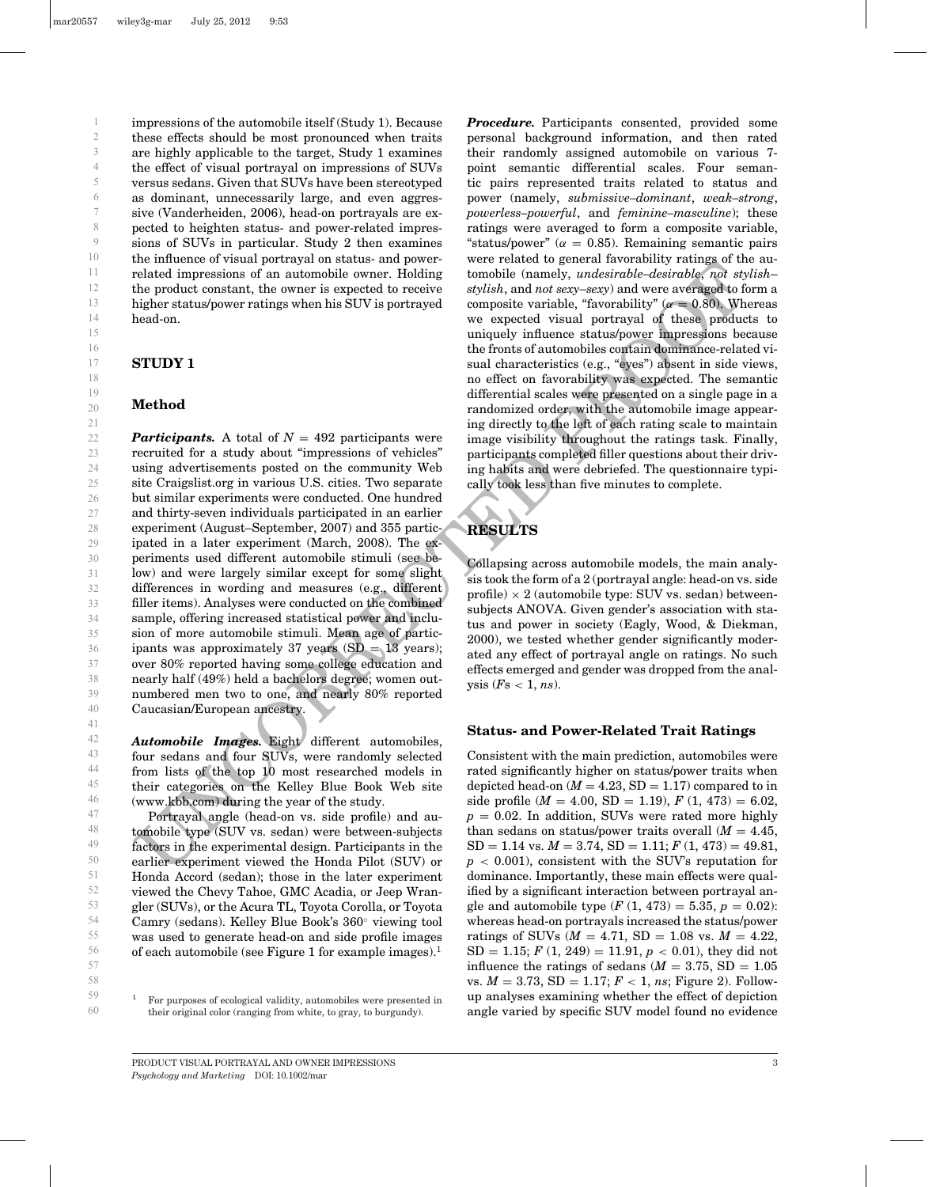impressions of the automobile itself (Study 1). Because these effects should be most pronounced when traits are highly applicable to the target, Study 1 examines the effect of visual portrayal on impressions of SUVs versus sedans. Given that SUVs have been stereotyped as dominant, unnecessarily large, and even aggressive (Vanderheiden, 2006), head-on portrayals are expected to heighten status- and power-related impressions of SUVs in particular. Study 2 then examines the influence of visual portrayal on status- and power-related impressions of an automobile owner. Holding the product constant, the owner is expected to receive higher status/power ratings when his SUV is portrayed head-on.

## STUDY 1

### Method

***Participants.*** A total of $N = 492$ participants were recruited for a study about "impressions of vehicles" using advertisements posted on the community Web site Craigslist.org in various U.S. cities. Two separate but similar experiments were conducted. One hundred and thirty-seven individuals participated in an earlier experiment (August–September, 2007) and 355 participated in a later experiment (March, 2008). The experiments used different automobile stimuli (see below) and were largely similar except for some slight differences in wording and measures (e.g., different filler items). Analyses were conducted on the combined sample, offering increased statistical power and inclusion of more automobile stimuli. Mean age of participants was approximately 37 years (SD = 13 years); over 80% reported having some college education and nearly half (49%) held a bachelors degree; women outnumbered men two to one, and nearly 80% reported Caucasian/European ancestry.

***Automobile Images.*** Eight different automobiles, four sedans and four SUVs, were randomly selected from lists of the top 10 most researched models in their categories on the Kelley Blue Book Web site (www.kbb.com) during the year of the study.

Portrayal angle (head-on vs. side profile) and automobile type (SUV vs. sedan) were between-subjects factors in the experimental design. Participants in the earlier experiment viewed the Honda Pilot (SUV) or Honda Accord (sedan); those in the later experiment viewed the Chevy Tahoe, GMC Acadia, or Jeep Wrangler (SUVs), or the Acura TL, Toyota Corolla, or Toyota Camry (sedans). Kelley Blue Book's 360° viewing tool was used to generate head-on and side profile images of each automobile (see Figure 1 for example images).[1]

[1] For purposes of ecological validity, automobiles were presented in their original color (ranging from white, to gray, to burgundy).

***Procedure.*** Participants consented, provided some personal background information, and then rated their randomly assigned automobile on various 7-point semantic differential scales. Four semantic pairs represented traits related to status and power (namely, *submissive–dominant*, *weak–strong*, *powerless–powerful*, and *feminine–masculine*); these ratings were averaged to form a composite variable, "status/power" ($\alpha = 0.85$). Remaining semantic pairs were related to general favorability ratings of the automobile (namely, *undesirable–desirable*, *not stylish–stylish*, and *not sexy–sexy*) and were averaged to form a composite variable, "favorability" ($\alpha = 0.80$). Whereas we expected visual portrayal of these products to uniquely influence status/power impressions because the fronts of automobiles contain dominance-related visual characteristics (e.g., "eyes") absent in side views, no effect on favorability was expected. The semantic differential scales were presented on a single page in a randomized order, with the automobile image appearing directly to the left of each rating scale to maintain image visibility throughout the ratings task. Finally, participants completed filler questions about their driving habits and were debriefed. The questionnaire typically took less than five minutes to complete.

## RESULTS

Collapsing across automobile models, the main analysis took the form of a 2 (portrayal angle: head-on vs. side profile) × 2 (automobile type: SUV vs. sedan) between-subjects ANOVA. Given gender's association with status and power in society (Eagly, Wood, & Diekman, 2000), we tested whether gender significantly moderated any effect of portrayal angle on ratings. No such effects emerged and gender was dropped from the analysis ($F$s < 1, *ns*).

### Status- and Power-Related Trait Ratings

Consistent with the main prediction, automobiles were rated significantly higher on status/power traits when depicted head-on ($M = 4.23$, SD = 1.17) compared to in side profile ($M = 4.00$, SD = 1.19), $F(1, 473) = 6.02$, $p = 0.02$. In addition, SUVs were rated more highly than sedans on status/power traits overall ($M = 4.45$, SD = 1.14 vs. $M = 3.74$, SD = 1.11; $F(1, 473) = 49.81$, $p < 0.001$), consistent with the SUV's reputation for dominance. Importantly, these main effects were qualified by a significant interaction between portrayal angle and automobile type ($F(1, 473) = 5.35$, $p = 0.02$): whereas head-on portrayals increased the status/power ratings of SUVs ($M = 4.71$, SD = 1.08 vs. $M = 4.22$, SD = 1.15; $F(1, 249) = 11.91$, $p < 0.01$), they did not influence the ratings of sedans ($M = 3.75$, SD = 1.05 vs. $M = 3.73$, SD = 1.17; $F < 1$, *ns*; Figure 2). Follow-up analyses examining whether the effect of depiction angle varied by specific SUV model found no evidence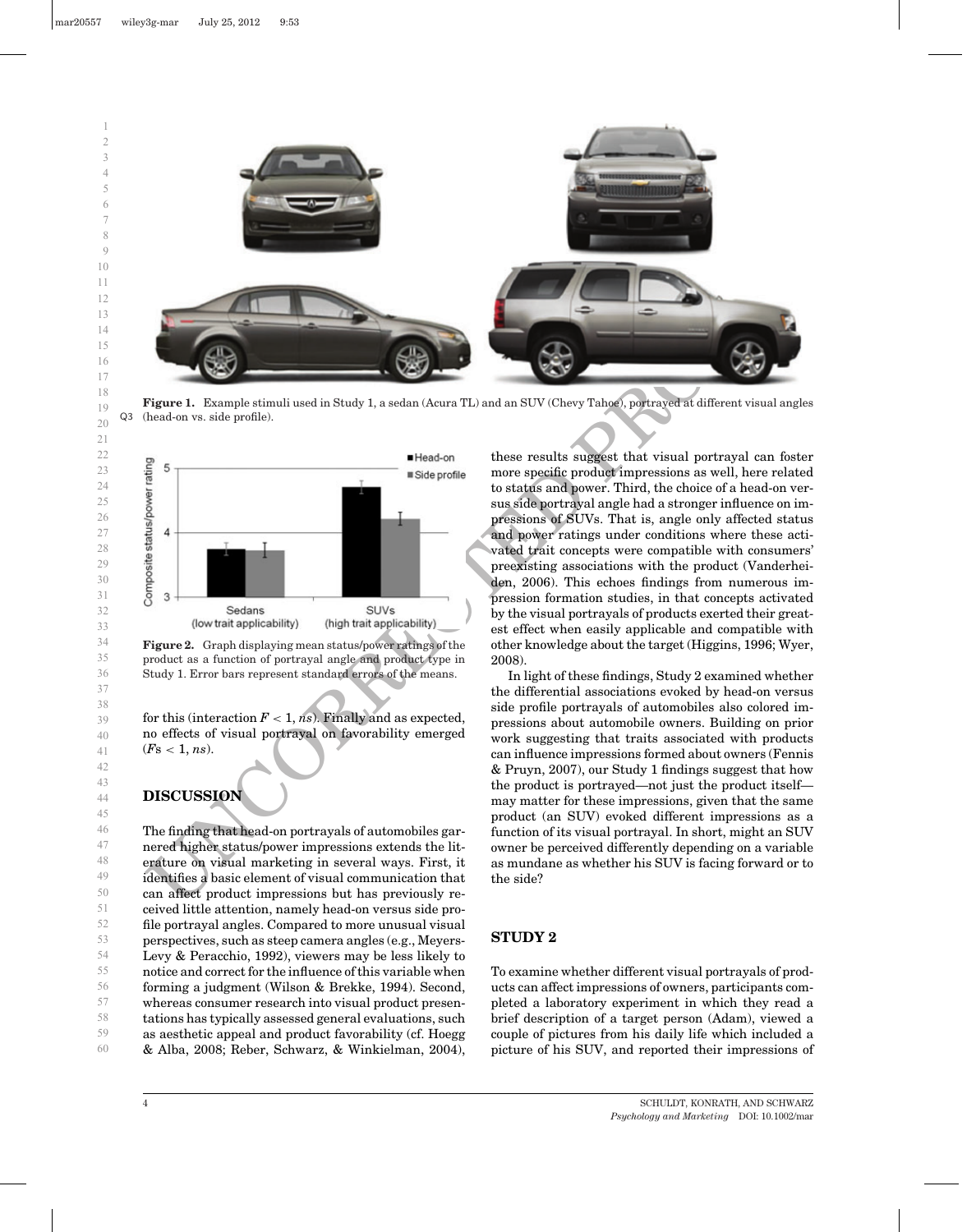Figure 1. Example stimuli used in Study 1, a sedan (Acura TL) and an SUV (Chevy Tahoe), portrayed at different visual angles (head-on vs. side profile).

Figure 2. Graph displaying mean status/power ratings of the product as a function of portrayal angle and product type in Study 1. Error bars represent standard errors of the means.

for this (interaction $F < 1$, *ns*). Finally and as expected, no effects of visual portrayal on favorability emerged ($F$s $< 1$, *ns*).

## DISCUSSION

The finding that head-on portrayals of automobiles garnered higher status/power impressions extends the literature on visual marketing in several ways. First, it identifies a basic element of visual communication that can affect product impressions but has previously received little attention, namely head-on versus side profile portrayal angles. Compared to more unusual visual perspectives, such as steep camera angles (e.g., Meyers-Levy & Peracchio, 1992), viewers may be less likely to notice and correct for the influence of this variable when forming a judgment (Wilson & Brekke, 1994). Second, whereas consumer research into visual product presentations has typically assessed general evaluations, such as aesthetic appeal and product favorability (cf. Hoegg & Alba, 2008; Reber, Schwarz, & Winkielman, 2004), these results suggest that visual portrayal can foster more specific product impressions as well, here related to status and power. Third, the choice of a head-on versus side portrayal angle had a stronger influence on impressions of SUVs. That is, angle only affected status and power ratings under conditions where these activated trait concepts were compatible with consumers' preexisting associations with the product (Vanderheiden, 2006). This echoes findings from numerous impression formation studies, in that concepts activated by the visual portrayals of products exerted their greatest effect when easily applicable and compatible with other knowledge about the target (Higgins, 1996; Wyer, 2008).

In light of these findings, Study 2 examined whether the differential associations evoked by head-on versus side profile portrayals of automobiles also colored impressions about automobile owners. Building on prior work suggesting that traits associated with products can influence impressions formed about owners (Fennis & Pruyn, 2007), our Study 1 findings suggest that how the product is portrayed—not just the product itself—may matter for these impressions, given that the same product (an SUV) evoked different impressions as a function of its visual portrayal. In short, might an SUV owner be perceived differently depending on a variable as mundane as whether his SUV is facing forward or to the side?

## STUDY 2

To examine whether different visual portrayals of products can affect impressions of owners, participants completed a laboratory experiment in which they read a brief description of a target person (Adam), viewed a couple of pictures from his daily life which included a picture of his SUV, and reported their impressions of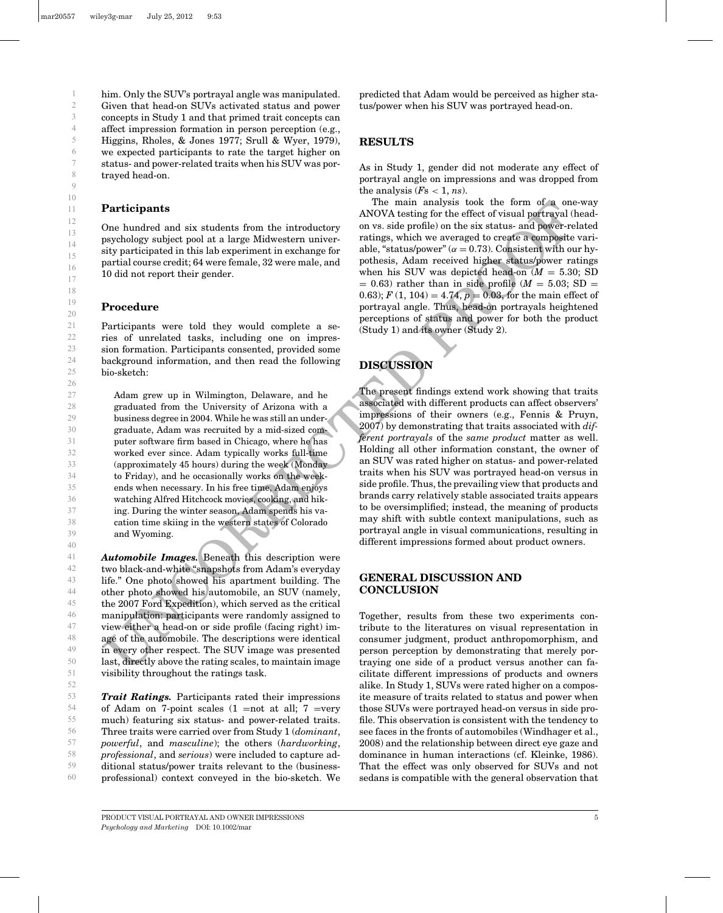him. Only the SUV's portrayal angle was manipulated. Given that head-on SUVs activated status and power concepts in Study 1 and that primed trait concepts can affect impression formation in person perception (e.g., Higgins, Rholes, & Jones 1977; Srull & Wyer, 1979), we expected participants to rate the target higher on status- and power-related traits when his SUV was portrayed head-on.

### Participants

One hundred and six students from the introductory psychology subject pool at a large Midwestern university participated in this lab experiment in exchange for partial course credit; 64 were female, 32 were male, and 10 did not report their gender.

### Procedure

Participants were told they would complete a series of unrelated tasks, including one on impression formation. Participants consented, provided some background information, and then read the following bio-sketch:

> Adam grew up in Wilmington, Delaware, and he graduated from the University of Arizona with a business degree in 2004. While he was still an undergraduate, Adam was recruited by a mid-sized computer software firm based in Chicago, where he has worked ever since. Adam typically works full-time (approximately 45 hours) during the week (Monday to Friday), and he occasionally works on the weekends when necessary. In his free time, Adam enjoys watching Alfred Hitchcock movies, cooking, and hiking. During the winter season, Adam spends his vacation time skiing in the western states of Colorado and Wyoming.

***Automobile Images.*** Beneath this description were two black-and-white "snapshots from Adam's everyday life." One photo showed his apartment building. The other photo showed his automobile, an SUV (namely, the 2007 Ford Expedition), which served as the critical manipulation: participants were randomly assigned to view either a head-on or side profile (facing right) image of the automobile. The descriptions were identical in every other respect. The SUV image was presented last, directly above the rating scales, to maintain image visibility throughout the ratings task.

***Trait Ratings.*** Participants rated their impressions of Adam on 7-point scales (1 =not at all; 7 =very much) featuring six status- and power-related traits. Three traits were carried over from Study 1 (*dominant*, *powerful*, and *masculine*); the others (*hardworking*, *professional*, and *serious*) were included to capture additional status/power traits relevant to the (business-professional) context conveyed in the bio-sketch. We predicted that Adam would be perceived as higher status/power when his SUV was portrayed head-on.

## RESULTS

As in Study 1, gender did not moderate any effect of portrayal angle on impressions and was dropped from the analysis ($F$s $< 1$, *ns*).

The main analysis took the form of a one-way ANOVA testing for the effect of visual portrayal (head-on vs. side profile) on the six status- and power-related ratings, which we averaged to create a composite variable, "status/power" ($\alpha = 0.73$). Consistent with our hypothesis, Adam received higher status/power ratings when his SUV was depicted head-on ($M = 5.30$; SD $= 0.63$) rather than in side profile ($M = 5.03$; SD $= 0.63$); $F\,(1, 104) = 4.74$, $p = 0.03$, for the main effect of portrayal angle. Thus, head-on portrayals heightened perceptions of status and power for both the product (Study 1) and its owner (Study 2).

## DISCUSSION

The present findings extend work showing that traits associated with different products can affect observers' impressions of their owners (e.g., Fennis & Pruyn, 2007) by demonstrating that traits associated with *different portrayals* of the *same product* matter as well. Holding all other information constant, the owner of an SUV was rated higher on status- and power-related traits when his SUV was portrayed head-on versus in side profile. Thus, the prevailing view that products and brands carry relatively stable associated traits appears to be oversimplified; instead, the meaning of products may shift with subtle context manipulations, such as portrayal angle in visual communications, resulting in different impressions formed about product owners.

## GENERAL DISCUSSION AND CONCLUSION

Together, results from these two experiments contribute to the literatures on visual representation in consumer judgment, product anthropomorphism, and person perception by demonstrating that merely portraying one side of a product versus another can facilitate different impressions of products and owners alike. In Study 1, SUVs were rated higher on a composite measure of traits related to status and power when those SUVs were portrayed head-on versus in side profile. This observation is consistent with the tendency to see faces in the fronts of automobiles (Windhager et al., 2008) and the relationship between direct eye gaze and dominance in human interactions (cf. Kleinke, 1986). That the effect was only observed for SUVs and not sedans is compatible with the general observation that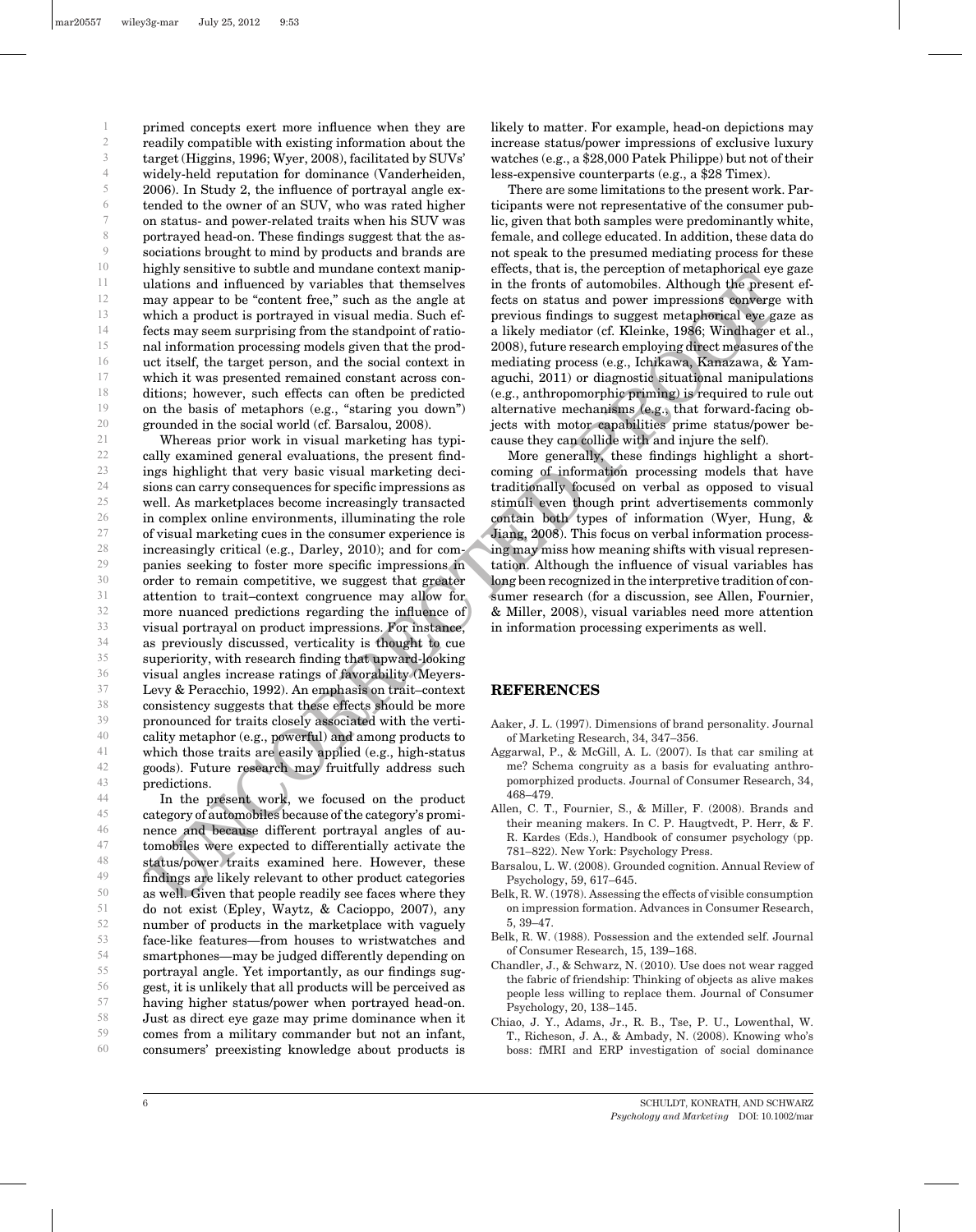primed concepts exert more influence when they are readily compatible with existing information about the target (Higgins, 1996; Wyer, 2008), facilitated by SUVs' widely-held reputation for dominance (Vanderheiden, 2006). In Study 2, the influence of portrayal angle extended to the owner of an SUV, who was rated higher on status- and power-related traits when his SUV was portrayed head-on. These findings suggest that the associations brought to mind by products and brands are highly sensitive to subtle and mundane context manipulations and influenced by variables that themselves may appear to be "content free," such as the angle at which a product is portrayed in visual media. Such effects may seem surprising from the standpoint of rational information processing models given that the product itself, the target person, and the social context in which it was presented remained constant across conditions; however, such effects can often be predicted on the basis of metaphors (e.g., "staring you down") grounded in the social world (cf. Barsalou, 2008).

Whereas prior work in visual marketing has typically examined general evaluations, the present findings highlight that very basic visual marketing decisions can carry consequences for specific impressions as well. As marketplaces become increasingly transacted in complex online environments, illuminating the role of visual marketing cues in the consumer experience is increasingly critical (e.g., Darley, 2010); and for companies seeking to foster more specific impressions in order to remain competitive, we suggest that greater attention to trait–context congruence may allow for more nuanced predictions regarding the influence of visual portrayal on product impressions. For instance, as previously discussed, verticality is thought to cue superiority, with research finding that upward-looking visual angles increase ratings of favorability (Meyers-Levy & Peracchio, 1992). An emphasis on trait–context consistency suggests that these effects should be more pronounced for traits closely associated with the verticality metaphor (e.g., powerful) and among products to which those traits are easily applied (e.g., high-status goods). Future research may fruitfully address such predictions.

In the present work, we focused on the product category of automobiles because of the category's prominence and because different portrayal angles of automobiles were expected to differentially activate the status/power traits examined here. However, these findings are likely relevant to other product categories as well. Given that people readily see faces where they do not exist (Epley, Waytz, & Cacioppo, 2007), any number of products in the marketplace with vaguely face-like features—from houses to wristwatches and smartphones—may be judged differently depending on portrayal angle. Yet importantly, as our findings suggest, it is unlikely that all products will be perceived as having higher status/power when portrayed head-on. Just as direct eye gaze may prime dominance when it comes from a military commander but not an infant, consumers' preexisting knowledge about products is likely to matter. For example, head-on depictions may increase status/power impressions of exclusive luxury watches (e.g., a $28,000 Patek Philippe) but not of their less-expensive counterparts (e.g., a $28 Timex).

There are some limitations to the present work. Participants were not representative of the consumer public, given that both samples were predominantly white, female, and college educated. In addition, these data do not speak to the presumed mediating process for these effects, that is, the perception of metaphorical eye gaze in the fronts of automobiles. Although the present effects on status and power impressions converge with previous findings to suggest metaphorical eye gaze as a likely mediator (cf. Kleinke, 1986; Windhager et al., 2008), future research employing direct measures of the mediating process (e.g., Ichikawa, Kanazawa, & Yamaguchi, 2011) or diagnostic situational manipulations (e.g., anthropomorphic priming) is required to rule out alternative mechanisms (e.g., that forward-facing objects with motor capabilities prime status/power because they can collide with and injure the self).

More generally, these findings highlight a shortcoming of information processing models that have traditionally focused on verbal as opposed to visual stimuli even though print advertisements commonly contain both types of information (Wyer, Hung, & Jiang, 2008). This focus on verbal information processing may miss how meaning shifts with visual representation. Although the influence of visual variables has long been recognized in the interpretive tradition of consumer research (for a discussion, see Allen, Fournier, & Miller, 2008), visual variables need more attention in information processing experiments as well.

## REFERENCES

Aaker, J. L. (1997). Dimensions of brand personality. Journal of Marketing Research, 34, 347–356.

Aggarwal, P., & McGill, A. L. (2007). Is that car smiling at me? Schema congruity as a basis for evaluating anthropomorphized products. Journal of Consumer Research, 34, 468–479.

Allen, C. T., Fournier, S., & Miller, F. (2008). Brands and their meaning makers. In C. P. Haugtvedt, P. Herr, & F. R. Kardes (Eds.), Handbook of consumer psychology (pp. 781–822). New York: Psychology Press.

Barsalou, L. W. (2008). Grounded cognition. Annual Review of Psychology, 59, 617–645.

Belk, R. W. (1978). Assessing the effects of visible consumption on impression formation. Advances in Consumer Research, 5, 39–47.

Belk, R. W. (1988). Possession and the extended self. Journal of Consumer Research, 15, 139–168.

Chandler, J., & Schwarz, N. (2010). Use does not wear ragged the fabric of friendship: Thinking of objects as alive makes people less willing to replace them. Journal of Consumer Psychology, 20, 138–145.

Chiao, J. Y., Adams, Jr., R. B., Tse, P. U., Lowenthal, W. T., Richeson, J. A., & Ambady, N. (2008). Knowing who's boss: fMRI and ERP investigation of social dominance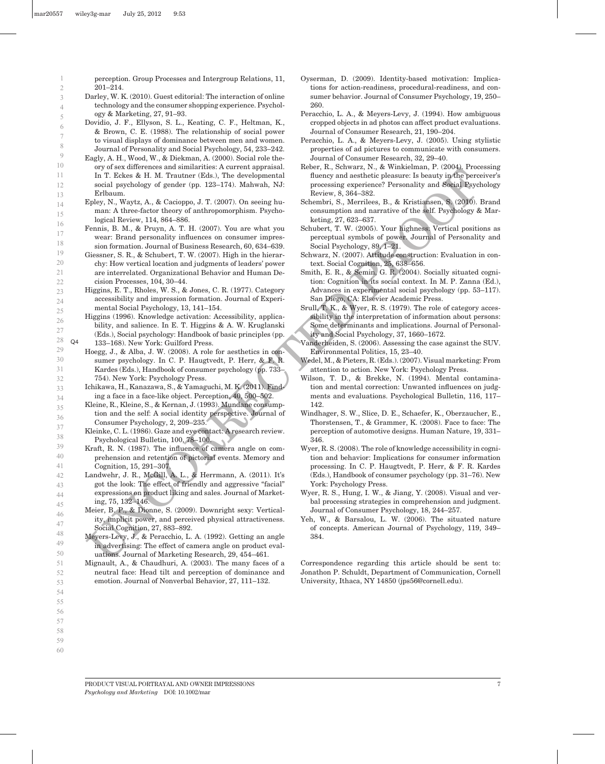perception. Group Processes and Intergroup Relations, 11, 201–214.

Darley, W. K. (2010). Guest editorial: The interaction of online technology and the consumer shopping experience. Psychology & Marketing, 27, 91–93.

Dovidio, J. F., Ellyson, S. L., Keating, C. F., Heltman, K., & Brown, C. E. (1988). The relationship of social power to visual displays of dominance between men and women. Journal of Personality and Social Psychology, 54, 233–242.

Eagly, A. H., Wood, W., & Diekman, A. (2000). Social role theory of sex differences and similarities: A current appraisal. In T. Eckes & H. M. Trautner (Eds.), The developmental social psychology of gender (pp. 123–174). Mahwah, NJ: Erlbaum.

Epley, N., Waytz, A., & Cacioppo, J. T. (2007). On seeing human: A three-factor theory of anthropomorphism. Psychological Review, 114, 864–886.

Fennis, B. M., & Pruyn, A. T. H. (2007). You are what you wear: Brand personality influences on consumer impression formation. Journal of Business Research, 60, 634–639.

Giessner, S. R., & Schubert, T. W. (2007). High in the hierarchy: How vertical location and judgments of leaders' power are interrelated. Organizational Behavior and Human Decision Processes, 104, 30–44.

Higgins, E. T., Rholes, W. S., & Jones, C. R. (1977). Category accessibility and impression formation. Journal of Experimental Social Psychology, 13, 141–154.

Higgins (1996). Knowledge activation: Accessibility, applicability, and salience. In E. T. Higgins & A. W. Kruglanski (Eds.), Social psychology: Handbook of basic principles (pp. 133–168). New York: Guilford Press.

Hoegg, J., & Alba, J. W. (2008). A role for aesthetics in consumer psychology. In C. P. Haugtvedt, P. Herr, & F. R. Kardes (Eds.), Handbook of consumer psychology (pp. 733–754). New York: Psychology Press.

Ichikawa, H., Kanazawa, S., & Yamaguchi, M. K. (2011). Finding a face in a face-like object. Perception, 40, 500–502.

Kleine, R., Kleine, S., & Kernan, J. (1993). Mundane consumption and the self: A social identity perspective. Journal of Consumer Psychology, 2, 209–235.

Kleinke, C. L. (1986). Gaze and eye contact: A research review. Psychological Bulletin, 100, 78–100.

Kraft, R. N. (1987). The influence of camera angle on comprehension and retention of pictorial events. Memory and Cognition, 15, 291–307.

Landwehr, J. R., McGill, A. L., & Herrmann, A. (2011). It's got the look: The effect of friendly and aggressive "facial" expressions on product liking and sales. Journal of Marketing, 75, 132–146.

Meier, B. P., & Dionne, S. (2009). Downright sexy: Verticality, implicit power, and perceived physical attractiveness. Social Cognition, 27, 883–892.

Meyers-Levy, J., & Peracchio, L. A. (1992). Getting an angle in advertising: The effect of camera angle on product evaluations. Journal of Marketing Research, 29, 454–461.

Mignault, A., & Chaudhuri, A. (2003). The many faces of a neutral face: Head tilt and perception of dominance and emotion. Journal of Nonverbal Behavior, 27, 111–132.

Oyserman, D. (2009). Identity-based motivation: Implications for action-readiness, procedural-readiness, and consumer behavior. Journal of Consumer Psychology, 19, 250–260.

Peracchio, L. A., & Meyers-Levy, J. (1994). How ambiguous cropped objects in ad photos can affect product evaluations. Journal of Consumer Research, 21, 190–204.

Peracchio, L. A., & Meyers-Levy, J. (2005). Using stylistic properties of ad pictures to communicate with consumers. Journal of Consumer Research, 32, 29–40.

Reber, R., Schwarz, N., & Winkielman, P. (2004). Processing fluency and aesthetic pleasure: Is beauty in the perceiver's processing experience? Personality and Social Psychology Review, 8, 364–382.

Schembri, S., Merrilees, B., & Kristiansen, S. (2010). Brand consumption and narrative of the self. Psychology & Marketing, 27, 623–637.

Schubert, T. W. (2005). Your highness: Vertical positions as perceptual symbols of power. Journal of Personality and Social Psychology, 89, 1–21.

Schwarz, N. (2007). Attitude construction: Evaluation in context. Social Cognition, 25, 638–656.

Smith, E. R., & Semin, G. R. (2004). Socially situated cognition: Cognition in its social context. In M. P. Zanna (Ed.), Advances in experimental social psychology (pp. 53–117). San Diego, CA: Elsevier Academic Press.

Srull, T. K., & Wyer, R. S. (1979). The role of category accessibility in the interpretation of information about persons: Some determinants and implications. Journal of Personality and Social Psychology, 37, 1660–1672.

Vanderheiden, S. (2006). Assessing the case against the SUV. Environmental Politics, 15, 23–40.

Wedel, M., & Pieters, R. (Eds.). (2007). Visual marketing: From attention to action. New York: Psychology Press.

Wilson, T. D., & Brekke, N. (1994). Mental contamination and mental correction: Unwanted influences on judgments and evaluations. Psychological Bulletin, 116, 117–142.

Windhager, S. W., Slice, D. E., Schaefer, K., Oberzaucher, E., Thorstensen, T., & Grammer, K. (2008). Face to face: The perception of automotive designs. Human Nature, 19, 331–346.

Wyer, R. S. (2008). The role of knowledge accessibility in cognition and behavior: Implications for consumer information processing. In C. P. Haugtvedt, P. Herr, & F. R. Kardes (Eds.), Handbook of consumer psychology (pp. 31–76). New York: Psychology Press.

Wyer, R. S., Hung, I. W., & Jiang, Y. (2008). Visual and verbal processing strategies in comprehension and judgment. Journal of Consumer Psychology, 18, 244–257.

Yeh, W., & Barsalou, L. W. (2006). The situated nature of concepts. American Journal of Psychology, 119, 349–384.

Correspondence regarding this article should be sent to: Jonathon P. Schuldt, Department of Communication, Cornell University, Ithaca, NY 14850 (jps56@cornell.edu).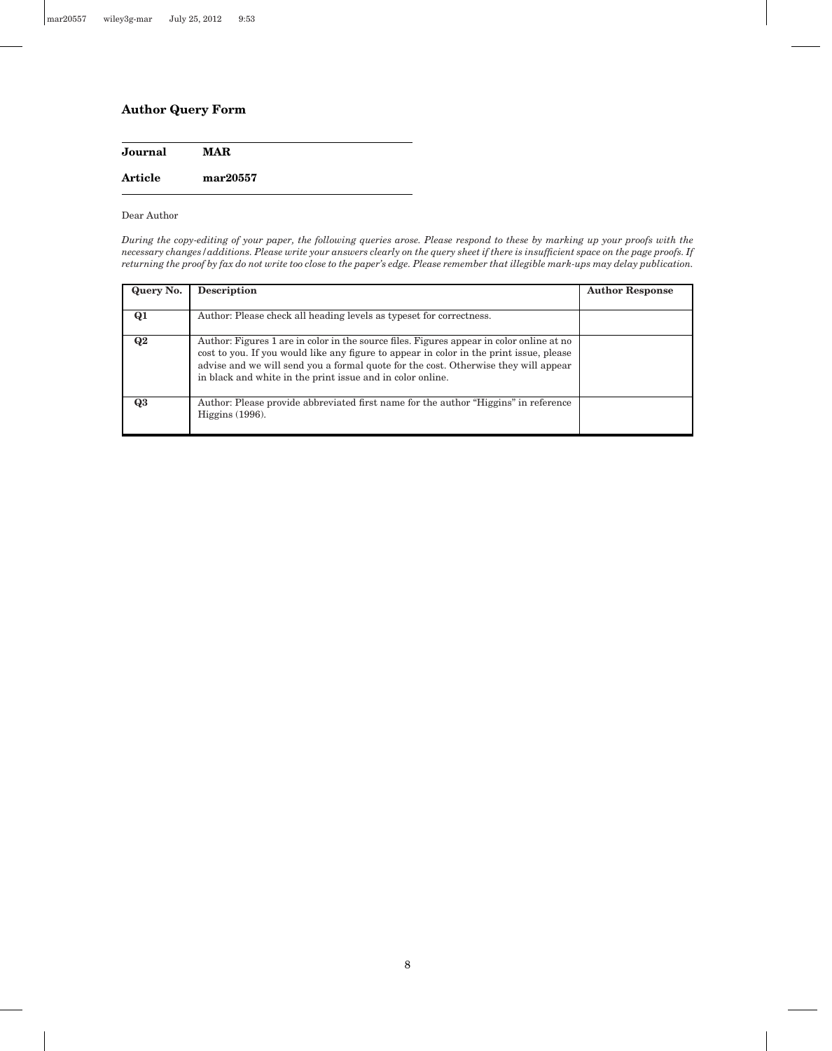## Author Query Form

| | |
|---|---|
| **Journal** | **MAR** |
| **Article** | **mar20557** |

Dear Author

*During the copy-editing of your paper, the following queries arose. Please respond to these by marking up your proofs with the necessary changes/additions. Please write your answers clearly on the query sheet if there is insufficient space on the page proofs. If returning the proof by fax do not write too close to the paper's edge. Please remember that illegible mark-ups may delay publication.*

| Query No. | Description | Author Response |
|---|---|---|
| **Q1** | Author: Please check all heading levels as typeset for correctness. | |
| **Q2** | Author: Figures 1 are in color in the source files. Figures appear in color online at no cost to you. If you would like any figure to appear in color in the print issue, please advise and we will send you a formal quote for the cost. Otherwise they will appear in black and white in the print issue and in color online. | |
| **Q3** | Author: Please provide abbreviated first name for the author "Higgins" in reference Higgins (1996). | |